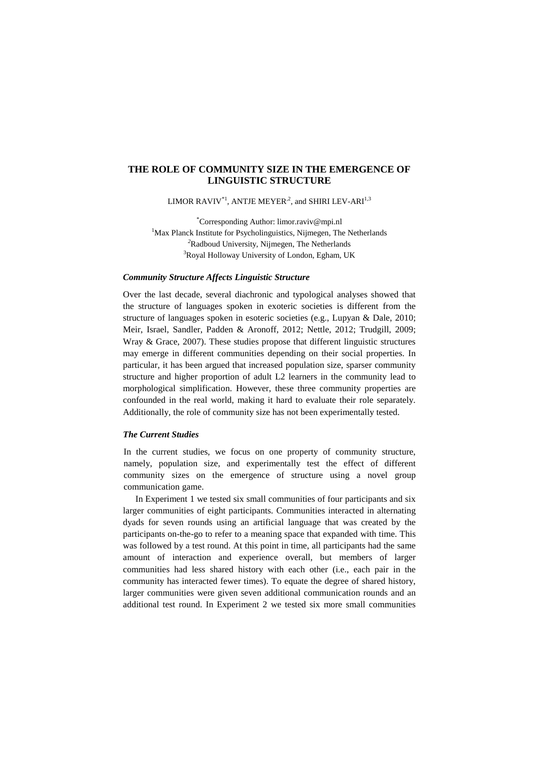# THE ROLE OF COMMUNITY SIZE IN THE EMERGENCE OF LINGUISTIC STRUCTURE

LIMOR RAVIV[*1], ANTJE MEYER[2], and SHIRI LEV-ARI[1,3]

[*]Corresponding Author: limor.raviv@mpi.nl
[1]Max Planck Institute for Psycholinguistics, Nijmegen, The Netherlands
[2]Radboud University, Nijmegen, The Netherlands
[3]Royal Holloway University of London, Egham, UK

### *Community Structure Affects Linguistic Structure*

Over the last decade, several diachronic and typological analyses showed that the structure of languages spoken in exoteric societies is different from the structure of languages spoken in esoteric societies (e.g., Lupyan & Dale, 2010; Meir, Israel, Sandler, Padden & Aronoff, 2012; Nettle, 2012; Trudgill, 2009; Wray & Grace, 2007). These studies propose that different linguistic structures may emerge in different communities depending on their social properties. In particular, it has been argued that increased population size, sparser community structure and higher proportion of adult L2 learners in the community lead to morphological simplification. However, these three community properties are confounded in the real world, making it hard to evaluate their role separately. Additionally, the role of community size has not been experimentally tested.

### *The Current Studies*

In the current studies, we focus on one property of community structure, namely, population size, and experimentally test the effect of different community sizes on the emergence of structure using a novel group communication game.

In Experiment 1 we tested six small communities of four participants and six larger communities of eight participants. Communities interacted in alternating dyads for seven rounds using an artificial language that was created by the participants on-the-go to refer to a meaning space that expanded with time. This was followed by a test round. At this point in time, all participants had the same amount of interaction and experience overall, but members of larger communities had less shared history with each other (i.e., each pair in the community has interacted fewer times). To equate the degree of shared history, larger communities were given seven additional communication rounds and an additional test round. In Experiment 2 we tested six more small communities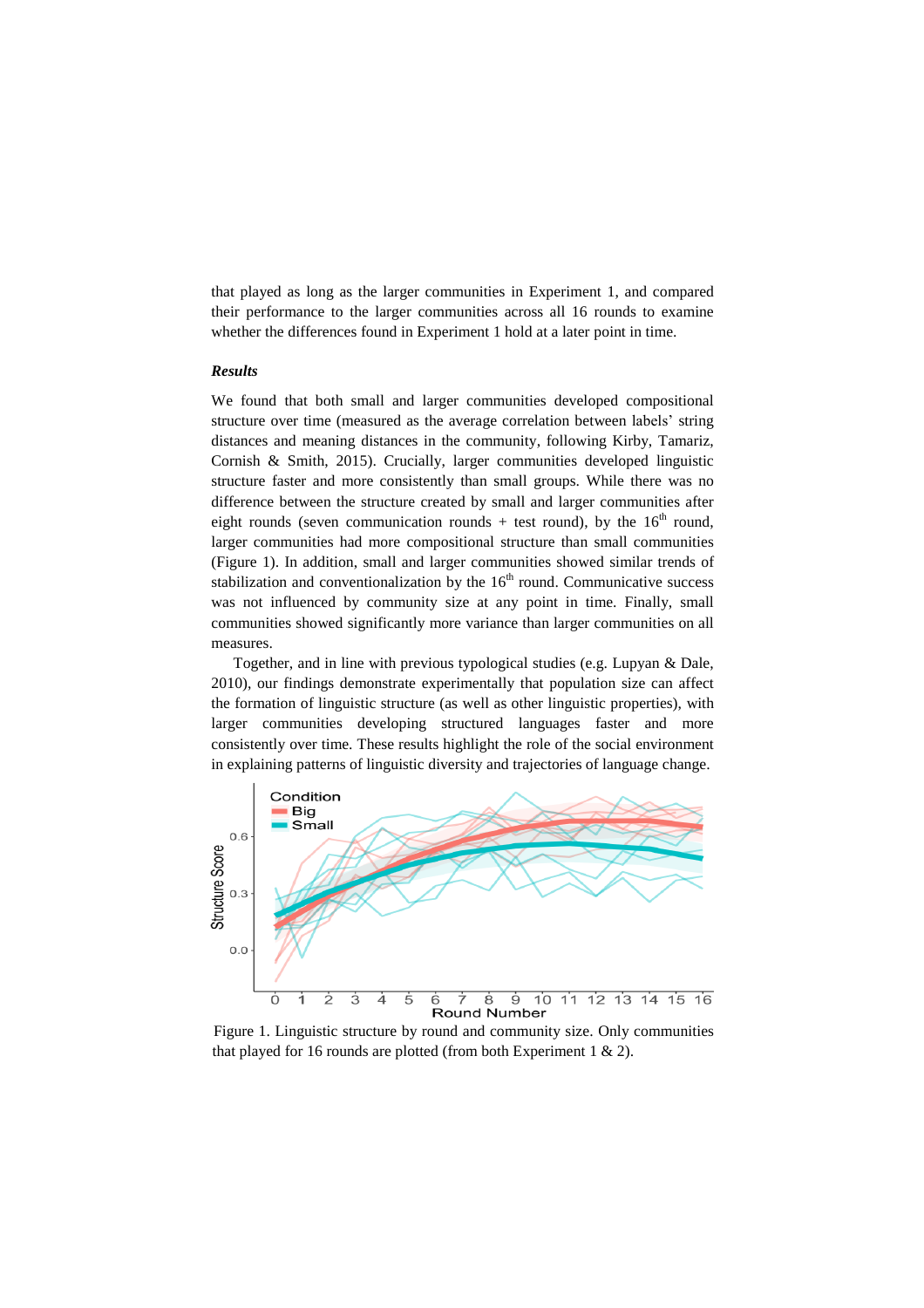that played as long as the larger communities in Experiment 1, and compared their performance to the larger communities across all 16 rounds to examine whether the differences found in Experiment 1 hold at a later point in time.

### *Results*

We found that both small and larger communities developed compositional structure over time (measured as the average correlation between labels' string distances and meaning distances in the community, following Kirby, Tamariz, Cornish & Smith, 2015). Crucially, larger communities developed linguistic structure faster and more consistently than small groups. While there was no difference between the structure created by small and larger communities after eight rounds (seven communication rounds + test round), by the 16$^{th}$ round, larger communities had more compositional structure than small communities (Figure 1). In addition, small and larger communities showed similar trends of stabilization and conventionalization by the 16$^{th}$ round. Communicative success was not influenced by community size at any point in time. Finally, small communities showed significantly more variance than larger communities on all measures.

Together, and in line with previous typological studies (e.g. Lupyan & Dale, 2010), our findings demonstrate experimentally that population size can affect the formation of linguistic structure (as well as other linguistic properties), with larger communities developing structured languages faster and more consistently over time. These results highlight the role of the social environment in explaining patterns of linguistic diversity and trajectories of language change.

Figure 1. Linguistic structure by round and community size. Only communities that played for 16 rounds are plotted (from both Experiment 1 & 2).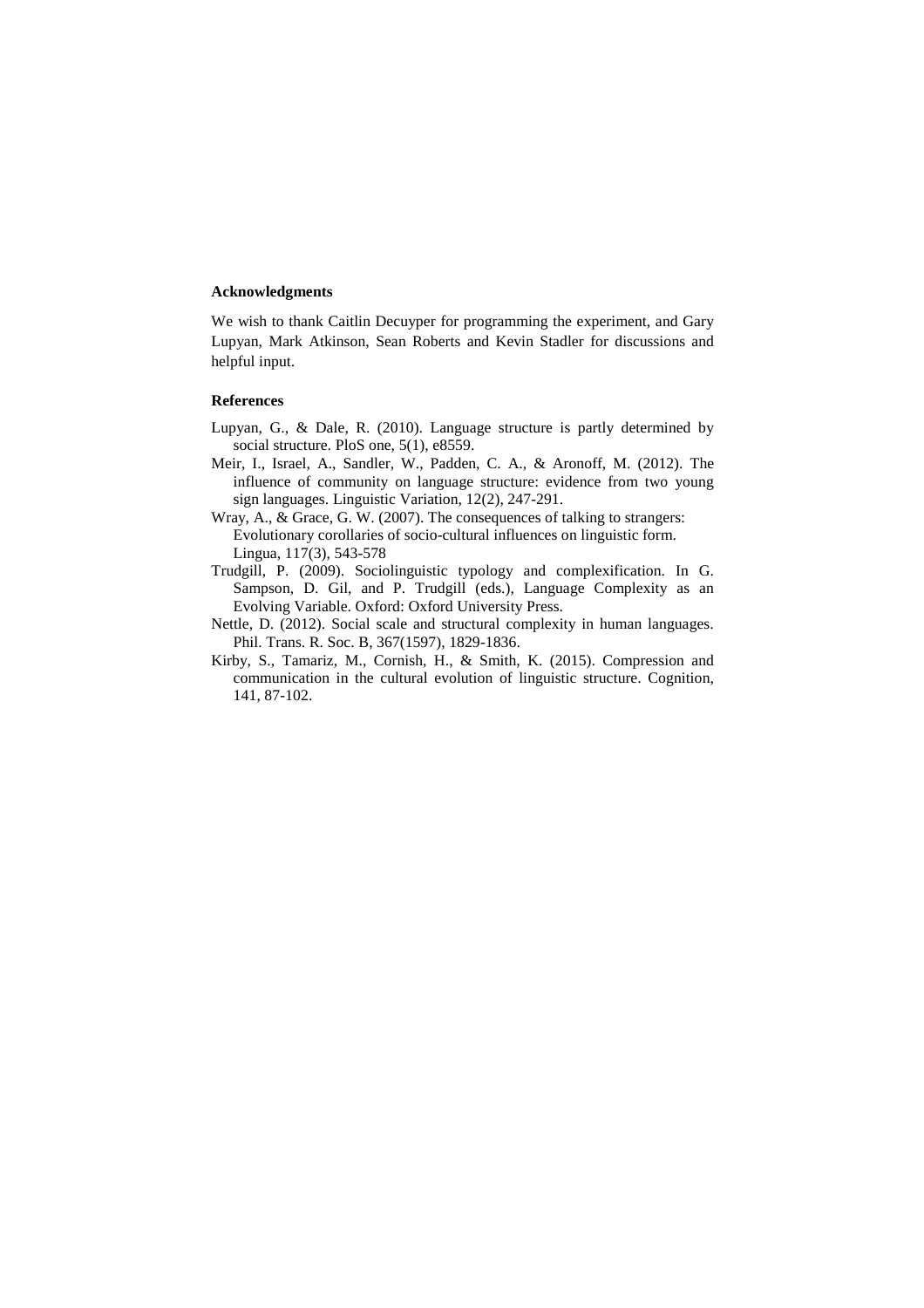**Acknowledgments**

We wish to thank Caitlin Decuyper for programming the experiment, and Gary Lupyan, Mark Atkinson, Sean Roberts and Kevin Stadler for discussions and helpful input.

**References**

Lupyan, G., & Dale, R. (2010). Language structure is partly determined by social structure. PloS one, 5(1), e8559.

Meir, I., Israel, A., Sandler, W., Padden, C. A., & Aronoff, M. (2012). The influence of community on language structure: evidence from two young sign languages. Linguistic Variation, 12(2), 247-291.

Wray, A., & Grace, G. W. (2007). The consequences of talking to strangers: Evolutionary corollaries of socio-cultural influences on linguistic form. Lingua, 117(3), 543-578

Trudgill, P. (2009). Sociolinguistic typology and complexification. In G. Sampson, D. Gil, and P. Trudgill (eds.), Language Complexity as an Evolving Variable. Oxford: Oxford University Press.

Nettle, D. (2012). Social scale and structural complexity in human languages. Phil. Trans. R. Soc. B, 367(1597), 1829-1836.

Kirby, S., Tamariz, M., Cornish, H., & Smith, K. (2015). Compression and communication in the cultural evolution of linguistic structure. Cognition, 141, 87-102.